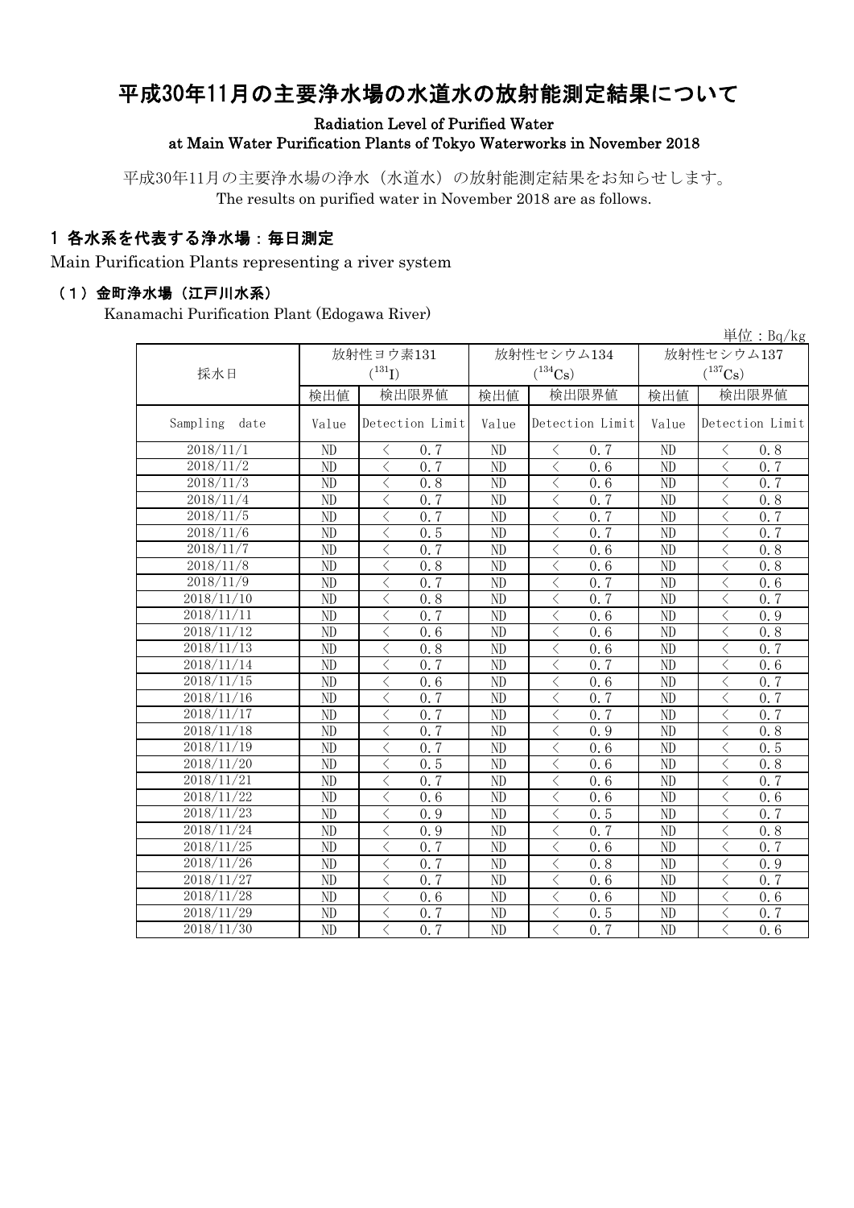# 平成30年11月の主要浄水場の水道水の放射能測定結果について

**Radiation Level of Purified Water at Main Water Purification Plants of Tokyo Waterworks in November 2018**

平成30年11月の主要浄水場の浄水（水道水）の放射能測定結果をお知らせします。
The results on purified water in November 2018 are as follows.

## 1 各水系を代表する浄水場：毎日測定

Main Purification Plants representing a river system

### （1）金町浄水場（江戸川水系）

Kanamachi Purification Plant (Edogawa River)

単位：Bq/kg

| 採水日 | 放射性ヨウ素131 ($^{131}I$) | | 放射性セシウム134 ($^{134}Cs$) | | 放射性セシウム137 ($^{137}Cs$) | |
|---|---|---|---|---|---|---|
| | 検出値 | 検出限界値 | 検出値 | 検出限界値 | 検出値 | 検出限界値 |
| Sampling date | Value | Detection Limit | Value | Detection Limit | Value | Detection Limit |
| 2018/11/1 | ND | < 0.7 | ND | < 0.7 | ND | < 0.8 |
| 2018/11/2 | ND | < 0.7 | ND | < 0.6 | ND | < 0.7 |
| 2018/11/3 | ND | < 0.8 | ND | < 0.6 | ND | < 0.7 |
| 2018/11/4 | ND | < 0.7 | ND | < 0.7 | ND | < 0.8 |
| 2018/11/5 | ND | < 0.7 | ND | < 0.7 | ND | < 0.7 |
| 2018/11/6 | ND | < 0.5 | ND | < 0.7 | ND | < 0.7 |
| 2018/11/7 | ND | < 0.7 | ND | < 0.6 | ND | < 0.8 |
| 2018/11/8 | ND | < 0.8 | ND | < 0.6 | ND | < 0.8 |
| 2018/11/9 | ND | < 0.7 | ND | < 0.7 | ND | < 0.6 |
| 2018/11/10 | ND | < 0.8 | ND | < 0.7 | ND | < 0.7 |
| 2018/11/11 | ND | < 0.7 | ND | < 0.6 | ND | < 0.9 |
| 2018/11/12 | ND | < 0.6 | ND | < 0.6 | ND | < 0.8 |
| 2018/11/13 | ND | < 0.8 | ND | < 0.6 | ND | < 0.7 |
| 2018/11/14 | ND | < 0.7 | ND | < 0.7 | ND | < 0.6 |
| 2018/11/15 | ND | < 0.6 | ND | < 0.6 | ND | < 0.7 |
| 2018/11/16 | ND | < 0.7 | ND | < 0.7 | ND | < 0.7 |
| 2018/11/17 | ND | < 0.7 | ND | < 0.7 | ND | < 0.7 |
| 2018/11/18 | ND | < 0.7 | ND | < 0.9 | ND | < 0.8 |
| 2018/11/19 | ND | < 0.7 | ND | < 0.6 | ND | < 0.5 |
| 2018/11/20 | ND | < 0.5 | ND | < 0.6 | ND | < 0.8 |
| 2018/11/21 | ND | < 0.7 | ND | < 0.6 | ND | < 0.7 |
| 2018/11/22 | ND | < 0.6 | ND | < 0.6 | ND | < 0.6 |
| 2018/11/23 | ND | < 0.9 | ND | < 0.5 | ND | < 0.7 |
| 2018/11/24 | ND | < 0.9 | ND | < 0.7 | ND | < 0.8 |
| 2018/11/25 | ND | < 0.7 | ND | < 0.6 | ND | < 0.7 |
| 2018/11/26 | ND | < 0.7 | ND | < 0.8 | ND | < 0.9 |
| 2018/11/27 | ND | < 0.7 | ND | < 0.6 | ND | < 0.7 |
| 2018/11/28 | ND | < 0.6 | ND | < 0.6 | ND | < 0.6 |
| 2018/11/29 | ND | < 0.7 | ND | < 0.5 | ND | < 0.7 |
| 2018/11/30 | ND | < 0.7 | ND | < 0.7 | ND | < 0.6 |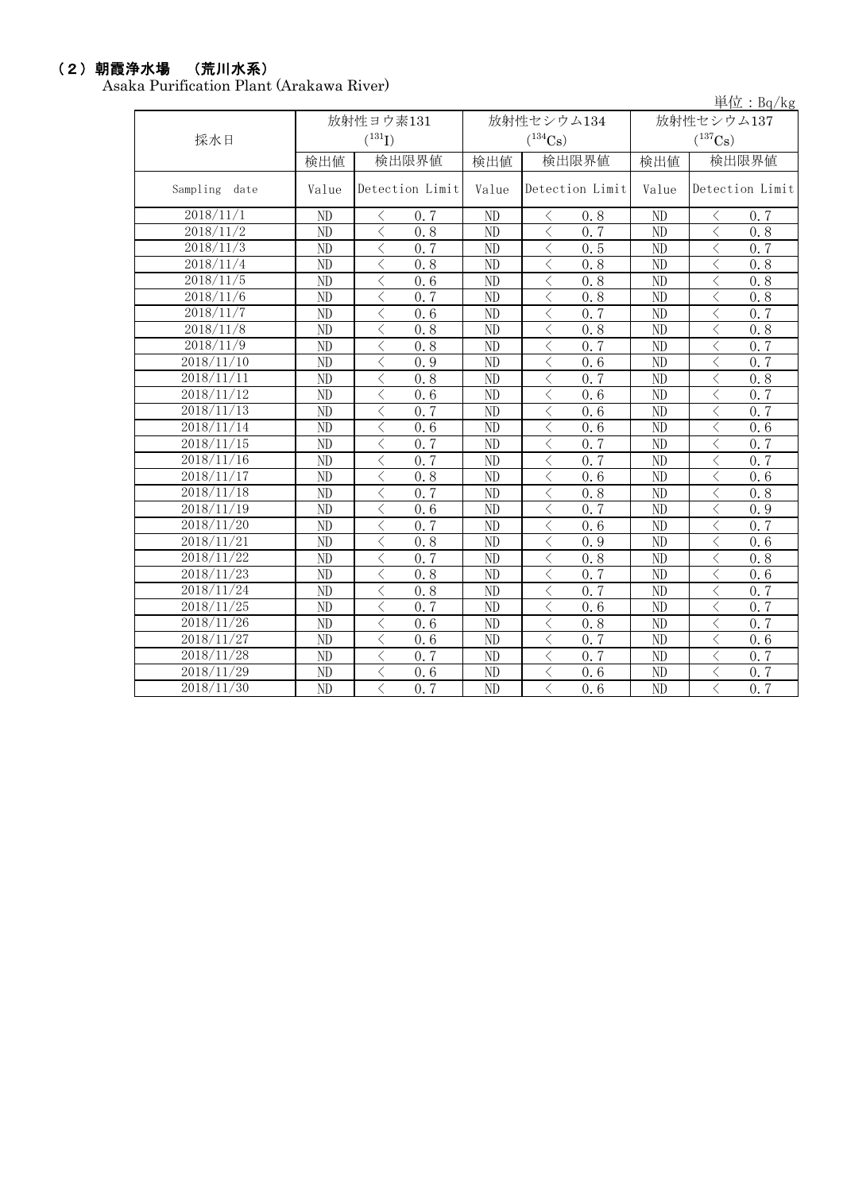## （2）朝霞浄水場　（荒川水系）

Asaka Purification Plant (Arakawa River)

単位：Bq/kg

| 採水日 | 放射性ヨウ素131 ($^{131}I$) | | 放射性セシウム134 ($^{134}Cs$) | | 放射性セシウム137 ($^{137}Cs$) | |
|---|---|---|---|---|---|---|
| | 検出値 | 検出限界値 | 検出値 | 検出限界値 | 検出値 | 検出限界値 |
| Sampling date | Value | Detection Limit | Value | Detection Limit | Value | Detection Limit |
| 2018/11/1 | ND | ＜ 0.7 | ND | ＜ 0.8 | ND | ＜ 0.7 |
| 2018/11/2 | ND | ＜ 0.8 | ND | ＜ 0.7 | ND | ＜ 0.8 |
| 2018/11/3 | ND | ＜ 0.7 | ND | ＜ 0.5 | ND | ＜ 0.7 |
| 2018/11/4 | ND | ＜ 0.8 | ND | ＜ 0.8 | ND | ＜ 0.8 |
| 2018/11/5 | ND | ＜ 0.6 | ND | ＜ 0.8 | ND | ＜ 0.8 |
| 2018/11/6 | ND | ＜ 0.7 | ND | ＜ 0.8 | ND | ＜ 0.8 |
| 2018/11/7 | ND | ＜ 0.6 | ND | ＜ 0.7 | ND | ＜ 0.7 |
| 2018/11/8 | ND | ＜ 0.8 | ND | ＜ 0.8 | ND | ＜ 0.8 |
| 2018/11/9 | ND | ＜ 0.8 | ND | ＜ 0.7 | ND | ＜ 0.7 |
| 2018/11/10 | ND | ＜ 0.9 | ND | ＜ 0.6 | ND | ＜ 0.7 |
| 2018/11/11 | ND | ＜ 0.8 | ND | ＜ 0.7 | ND | ＜ 0.8 |
| 2018/11/12 | ND | ＜ 0.6 | ND | ＜ 0.6 | ND | ＜ 0.7 |
| 2018/11/13 | ND | ＜ 0.7 | ND | ＜ 0.6 | ND | ＜ 0.7 |
| 2018/11/14 | ND | ＜ 0.6 | ND | ＜ 0.6 | ND | ＜ 0.6 |
| 2018/11/15 | ND | ＜ 0.7 | ND | ＜ 0.7 | ND | ＜ 0.7 |
| 2018/11/16 | ND | ＜ 0.7 | ND | ＜ 0.7 | ND | ＜ 0.7 |
| 2018/11/17 | ND | ＜ 0.8 | ND | ＜ 0.6 | ND | ＜ 0.6 |
| 2018/11/18 | ND | ＜ 0.7 | ND | ＜ 0.8 | ND | ＜ 0.8 |
| 2018/11/19 | ND | ＜ 0.6 | ND | ＜ 0.7 | ND | ＜ 0.9 |
| 2018/11/20 | ND | ＜ 0.7 | ND | ＜ 0.6 | ND | ＜ 0.7 |
| 2018/11/21 | ND | ＜ 0.8 | ND | ＜ 0.9 | ND | ＜ 0.6 |
| 2018/11/22 | ND | ＜ 0.7 | ND | ＜ 0.8 | ND | ＜ 0.8 |
| 2018/11/23 | ND | ＜ 0.8 | ND | ＜ 0.7 | ND | ＜ 0.6 |
| 2018/11/24 | ND | ＜ 0.8 | ND | ＜ 0.7 | ND | ＜ 0.7 |
| 2018/11/25 | ND | ＜ 0.7 | ND | ＜ 0.6 | ND | ＜ 0.7 |
| 2018/11/26 | ND | ＜ 0.6 | ND | ＜ 0.8 | ND | ＜ 0.7 |
| 2018/11/27 | ND | ＜ 0.6 | ND | ＜ 0.7 | ND | ＜ 0.6 |
| 2018/11/28 | ND | ＜ 0.7 | ND | ＜ 0.7 | ND | ＜ 0.7 |
| 2018/11/29 | ND | ＜ 0.6 | ND | ＜ 0.6 | ND | ＜ 0.7 |
| 2018/11/30 | ND | ＜ 0.7 | ND | ＜ 0.6 | ND | ＜ 0.7 |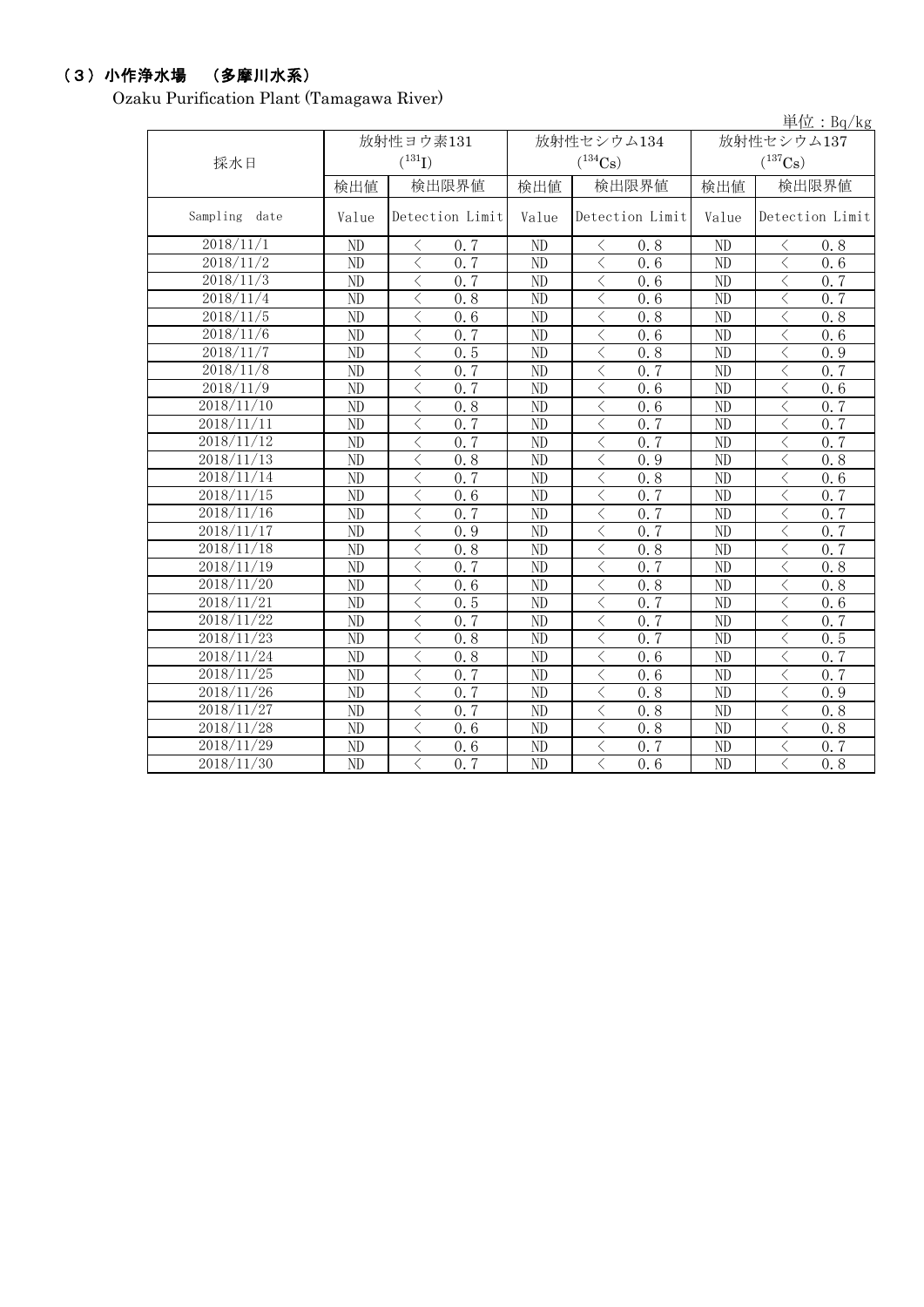### （３）小作浄水場　（多摩川水系）

Ozaku Purification Plant (Tamagawa River)

単位：Bq/kg

| 採水日 | 放射性ヨウ素131 ($^{131}I$) | | 放射性セシウム134 ($^{134}Cs$) | | 放射性セシウム137 ($^{137}Cs$) | |
|---|---|---|---|---|---|---|
| | 検出値 | 検出限界値 | 検出値 | 検出限界値 | 検出値 | 検出限界値 |
| Sampling date | Value | Detection Limit | Value | Detection Limit | Value | Detection Limit |
| 2018/11/1 | ND | ＜ 0.7 | ND | ＜ 0.8 | ND | ＜ 0.8 |
| 2018/11/2 | ND | ＜ 0.7 | ND | ＜ 0.6 | ND | ＜ 0.6 |
| 2018/11/3 | ND | ＜ 0.7 | ND | ＜ 0.6 | ND | ＜ 0.7 |
| 2018/11/4 | ND | ＜ 0.8 | ND | ＜ 0.6 | ND | ＜ 0.7 |
| 2018/11/5 | ND | ＜ 0.6 | ND | ＜ 0.8 | ND | ＜ 0.8 |
| 2018/11/6 | ND | ＜ 0.7 | ND | ＜ 0.6 | ND | ＜ 0.6 |
| 2018/11/7 | ND | ＜ 0.5 | ND | ＜ 0.8 | ND | ＜ 0.9 |
| 2018/11/8 | ND | ＜ 0.7 | ND | ＜ 0.7 | ND | ＜ 0.7 |
| 2018/11/9 | ND | ＜ 0.7 | ND | ＜ 0.6 | ND | ＜ 0.6 |
| 2018/11/10 | ND | ＜ 0.8 | ND | ＜ 0.6 | ND | ＜ 0.7 |
| 2018/11/11 | ND | ＜ 0.7 | ND | ＜ 0.7 | ND | ＜ 0.7 |
| 2018/11/12 | ND | ＜ 0.7 | ND | ＜ 0.7 | ND | ＜ 0.7 |
| 2018/11/13 | ND | ＜ 0.8 | ND | ＜ 0.9 | ND | ＜ 0.8 |
| 2018/11/14 | ND | ＜ 0.7 | ND | ＜ 0.8 | ND | ＜ 0.6 |
| 2018/11/15 | ND | ＜ 0.6 | ND | ＜ 0.7 | ND | ＜ 0.7 |
| 2018/11/16 | ND | ＜ 0.7 | ND | ＜ 0.7 | ND | ＜ 0.7 |
| 2018/11/17 | ND | ＜ 0.9 | ND | ＜ 0.7 | ND | ＜ 0.7 |
| 2018/11/18 | ND | ＜ 0.8 | ND | ＜ 0.8 | ND | ＜ 0.7 |
| 2018/11/19 | ND | ＜ 0.7 | ND | ＜ 0.7 | ND | ＜ 0.8 |
| 2018/11/20 | ND | ＜ 0.6 | ND | ＜ 0.8 | ND | ＜ 0.8 |
| 2018/11/21 | ND | ＜ 0.5 | ND | ＜ 0.7 | ND | ＜ 0.6 |
| 2018/11/22 | ND | ＜ 0.7 | ND | ＜ 0.7 | ND | ＜ 0.7 |
| 2018/11/23 | ND | ＜ 0.8 | ND | ＜ 0.7 | ND | ＜ 0.5 |
| 2018/11/24 | ND | ＜ 0.8 | ND | ＜ 0.6 | ND | ＜ 0.7 |
| 2018/11/25 | ND | ＜ 0.7 | ND | ＜ 0.6 | ND | ＜ 0.7 |
| 2018/11/26 | ND | ＜ 0.7 | ND | ＜ 0.8 | ND | ＜ 0.9 |
| 2018/11/27 | ND | ＜ 0.7 | ND | ＜ 0.8 | ND | ＜ 0.8 |
| 2018/11/28 | ND | ＜ 0.6 | ND | ＜ 0.8 | ND | ＜ 0.8 |
| 2018/11/29 | ND | ＜ 0.6 | ND | ＜ 0.7 | ND | ＜ 0.7 |
| 2018/11/30 | ND | ＜ 0.7 | ND | ＜ 0.6 | ND | ＜ 0.8 |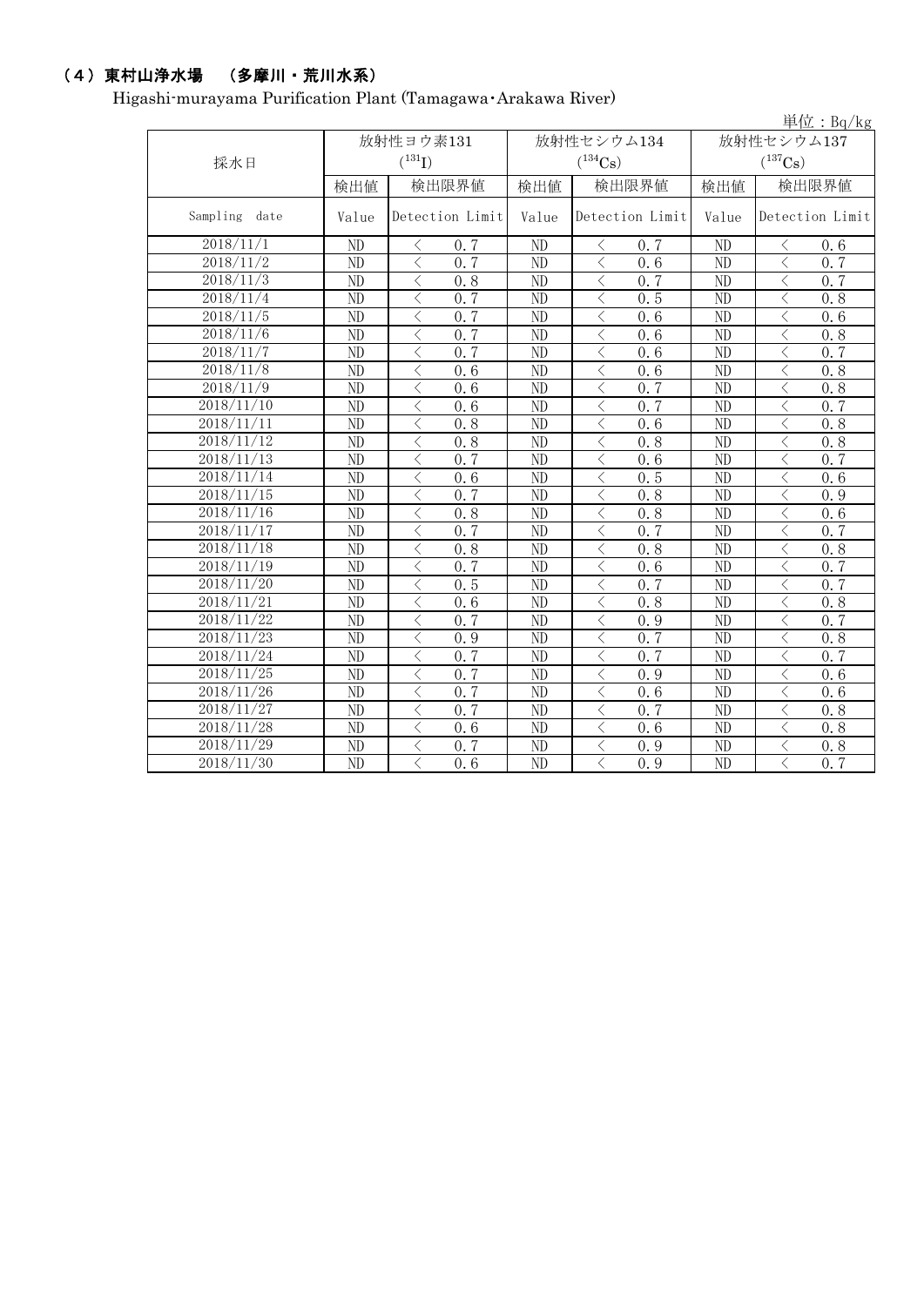## （4）東村山浄水場　（多摩川・荒川水系）

Higashi-murayama Purification Plant (Tamagawa・Arakawa River)

単位：Bq/kg

| 採水日 | 放射性ヨウ素131 ($^{131}I$) | | 放射性セシウム134 ($^{134}Cs$) | | 放射性セシウム137 ($^{137}Cs$) | |
|---|---|---|---|---|---|---|
| | 検出値 | 検出限界値 | 検出値 | 検出限界値 | 検出値 | 検出限界値 |
| Sampling date | Value | Detection Limit | Value | Detection Limit | Value | Detection Limit |
| 2018/11/1 | ND | ＜ 0.7 | ND | ＜ 0.7 | ND | ＜ 0.6 |
| 2018/11/2 | ND | ＜ 0.7 | ND | ＜ 0.6 | ND | ＜ 0.7 |
| 2018/11/3 | ND | ＜ 0.8 | ND | ＜ 0.7 | ND | ＜ 0.7 |
| 2018/11/4 | ND | ＜ 0.7 | ND | ＜ 0.5 | ND | ＜ 0.8 |
| 2018/11/5 | ND | ＜ 0.7 | ND | ＜ 0.6 | ND | ＜ 0.6 |
| 2018/11/6 | ND | ＜ 0.7 | ND | ＜ 0.6 | ND | ＜ 0.8 |
| 2018/11/7 | ND | ＜ 0.7 | ND | ＜ 0.6 | ND | ＜ 0.7 |
| 2018/11/8 | ND | ＜ 0.6 | ND | ＜ 0.6 | ND | ＜ 0.8 |
| 2018/11/9 | ND | ＜ 0.6 | ND | ＜ 0.7 | ND | ＜ 0.8 |
| 2018/11/10 | ND | ＜ 0.6 | ND | ＜ 0.7 | ND | ＜ 0.7 |
| 2018/11/11 | ND | ＜ 0.8 | ND | ＜ 0.6 | ND | ＜ 0.8 |
| 2018/11/12 | ND | ＜ 0.8 | ND | ＜ 0.8 | ND | ＜ 0.8 |
| 2018/11/13 | ND | ＜ 0.7 | ND | ＜ 0.6 | ND | ＜ 0.7 |
| 2018/11/14 | ND | ＜ 0.6 | ND | ＜ 0.5 | ND | ＜ 0.6 |
| 2018/11/15 | ND | ＜ 0.7 | ND | ＜ 0.8 | ND | ＜ 0.9 |
| 2018/11/16 | ND | ＜ 0.8 | ND | ＜ 0.8 | ND | ＜ 0.6 |
| 2018/11/17 | ND | ＜ 0.7 | ND | ＜ 0.7 | ND | ＜ 0.7 |
| 2018/11/18 | ND | ＜ 0.8 | ND | ＜ 0.8 | ND | ＜ 0.8 |
| 2018/11/19 | ND | ＜ 0.7 | ND | ＜ 0.6 | ND | ＜ 0.7 |
| 2018/11/20 | ND | ＜ 0.5 | ND | ＜ 0.7 | ND | ＜ 0.7 |
| 2018/11/21 | ND | ＜ 0.6 | ND | ＜ 0.8 | ND | ＜ 0.8 |
| 2018/11/22 | ND | ＜ 0.7 | ND | ＜ 0.9 | ND | ＜ 0.7 |
| 2018/11/23 | ND | ＜ 0.9 | ND | ＜ 0.7 | ND | ＜ 0.8 |
| 2018/11/24 | ND | ＜ 0.7 | ND | ＜ 0.7 | ND | ＜ 0.7 |
| 2018/11/25 | ND | ＜ 0.7 | ND | ＜ 0.9 | ND | ＜ 0.6 |
| 2018/11/26 | ND | ＜ 0.7 | ND | ＜ 0.6 | ND | ＜ 0.6 |
| 2018/11/27 | ND | ＜ 0.7 | ND | ＜ 0.7 | ND | ＜ 0.8 |
| 2018/11/28 | ND | ＜ 0.6 | ND | ＜ 0.6 | ND | ＜ 0.8 |
| 2018/11/29 | ND | ＜ 0.7 | ND | ＜ 0.9 | ND | ＜ 0.8 |
| 2018/11/30 | ND | ＜ 0.6 | ND | ＜ 0.9 | ND | ＜ 0.7 |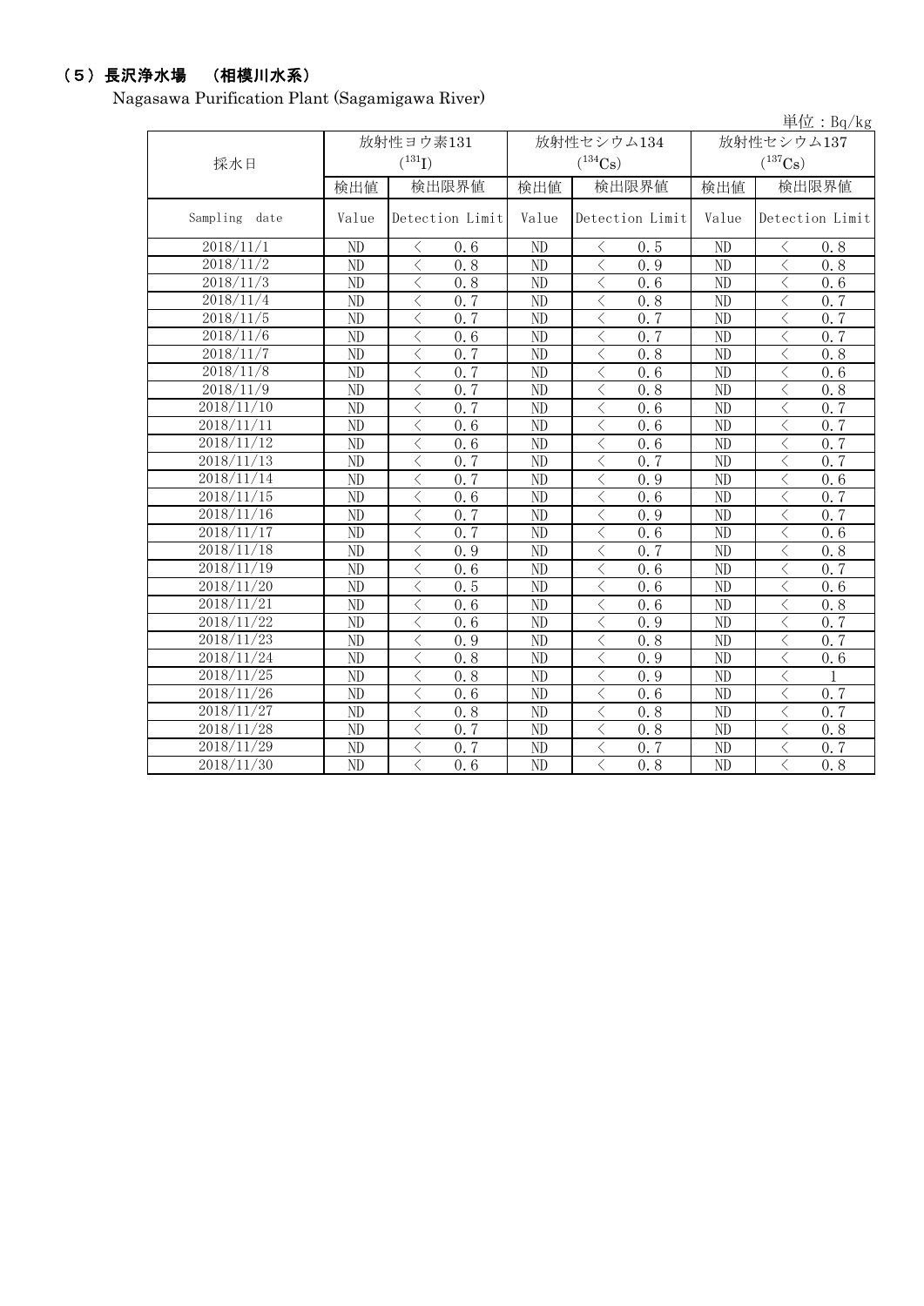## （5）長沢浄水場　（相模川水系）

Nagasawa Purification Plant (Sagamigawa River)

単位：Bq/kg

| 採水日 | 放射性ヨウ素131 ($^{131}I$) | | 放射性セシウム134 ($^{134}Cs$) | | 放射性セシウム137 ($^{137}Cs$) | |
|---|---|---|---|---|---|---|
| | 検出値 | 検出限界値 | 検出値 | 検出限界値 | 検出値 | 検出限界値 |
| Sampling date | Value | Detection Limit | Value | Detection Limit | Value | Detection Limit |
| 2018/11/1 | ND | ＜ 0.6 | ND | ＜ 0.5 | ND | ＜ 0.8 |
| 2018/11/2 | ND | ＜ 0.8 | ND | ＜ 0.9 | ND | ＜ 0.8 |
| 2018/11/3 | ND | ＜ 0.8 | ND | ＜ 0.6 | ND | ＜ 0.6 |
| 2018/11/4 | ND | ＜ 0.7 | ND | ＜ 0.8 | ND | ＜ 0.7 |
| 2018/11/5 | ND | ＜ 0.7 | ND | ＜ 0.7 | ND | ＜ 0.7 |
| 2018/11/6 | ND | ＜ 0.6 | ND | ＜ 0.7 | ND | ＜ 0.7 |
| 2018/11/7 | ND | ＜ 0.7 | ND | ＜ 0.8 | ND | ＜ 0.8 |
| 2018/11/8 | ND | ＜ 0.7 | ND | ＜ 0.6 | ND | ＜ 0.6 |
| 2018/11/9 | ND | ＜ 0.7 | ND | ＜ 0.8 | ND | ＜ 0.8 |
| 2018/11/10 | ND | ＜ 0.7 | ND | ＜ 0.6 | ND | ＜ 0.7 |
| 2018/11/11 | ND | ＜ 0.6 | ND | ＜ 0.6 | ND | ＜ 0.7 |
| 2018/11/12 | ND | ＜ 0.6 | ND | ＜ 0.6 | ND | ＜ 0.7 |
| 2018/11/13 | ND | ＜ 0.7 | ND | ＜ 0.7 | ND | ＜ 0.7 |
| 2018/11/14 | ND | ＜ 0.7 | ND | ＜ 0.9 | ND | ＜ 0.6 |
| 2018/11/15 | ND | ＜ 0.6 | ND | ＜ 0.6 | ND | ＜ 0.7 |
| 2018/11/16 | ND | ＜ 0.7 | ND | ＜ 0.9 | ND | ＜ 0.7 |
| 2018/11/17 | ND | ＜ 0.7 | ND | ＜ 0.6 | ND | ＜ 0.6 |
| 2018/11/18 | ND | ＜ 0.9 | ND | ＜ 0.7 | ND | ＜ 0.8 |
| 2018/11/19 | ND | ＜ 0.6 | ND | ＜ 0.6 | ND | ＜ 0.7 |
| 2018/11/20 | ND | ＜ 0.5 | ND | ＜ 0.6 | ND | ＜ 0.6 |
| 2018/11/21 | ND | ＜ 0.6 | ND | ＜ 0.6 | ND | ＜ 0.8 |
| 2018/11/22 | ND | ＜ 0.6 | ND | ＜ 0.9 | ND | ＜ 0.7 |
| 2018/11/23 | ND | ＜ 0.9 | ND | ＜ 0.8 | ND | ＜ 0.7 |
| 2018/11/24 | ND | ＜ 0.8 | ND | ＜ 0.9 | ND | ＜ 0.6 |
| 2018/11/25 | ND | ＜ 0.8 | ND | ＜ 0.9 | ND | ＜ 1 |
| 2018/11/26 | ND | ＜ 0.6 | ND | ＜ 0.6 | ND | ＜ 0.7 |
| 2018/11/27 | ND | ＜ 0.8 | ND | ＜ 0.8 | ND | ＜ 0.7 |
| 2018/11/28 | ND | ＜ 0.7 | ND | ＜ 0.8 | ND | ＜ 0.8 |
| 2018/11/29 | ND | ＜ 0.7 | ND | ＜ 0.7 | ND | ＜ 0.7 |
| 2018/11/30 | ND | ＜ 0.6 | ND | ＜ 0.8 | ND | ＜ 0.8 |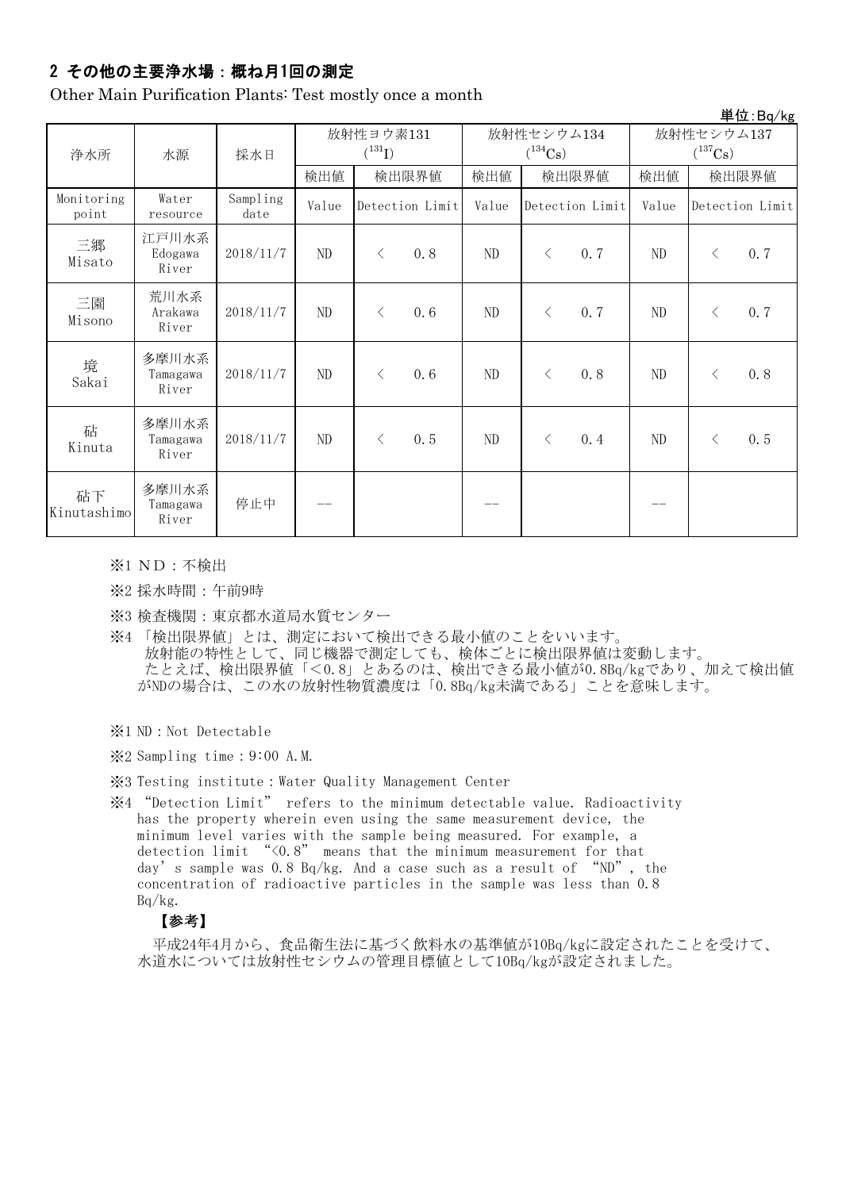## 2 その他の主要浄水場：概ね月1回の測定

Other Main Purification Plants: Test mostly once a month

単位:Bq/kg

| 浄水所 | 水源 | 採水日 | 放射性ヨウ素131 ($^{131}I$) | | 放射性セシウム134 ($^{134}Cs$) | | 放射性セシウム137 ($^{137}Cs$) | |
|---|---|---|---|---|---|---|---|---|
| | | | 検出値 | 検出限界値 | 検出値 | 検出限界値 | 検出値 | 検出限界値 |
| Monitoring point | Water resource | Sampling date | Value | Detection Limit | Value | Detection Limit | Value | Detection Limit |
| 三郷 Misato | 江戸川水系 Edogawa River | 2018/11/7 | ND | ＜ 0.8 | ND | ＜ 0.7 | ND | ＜ 0.7 |
| 三園 Misono | 荒川水系 Arakawa River | 2018/11/7 | ND | ＜ 0.6 | ND | ＜ 0.7 | ND | ＜ 0.7 |
| 境 Sakai | 多摩川水系 Tamagawa River | 2018/11/7 | ND | ＜ 0.6 | ND | ＜ 0.8 | ND | ＜ 0.8 |
| 砧 Kinuta | 多摩川水系 Tamagawa River | 2018/11/7 | ND | ＜ 0.5 | ND | ＜ 0.4 | ND | ＜ 0.5 |
| 砧下 Kinutashimo | 多摩川水系 Tamagawa River | 停止中 | -- | | -- | | -- | |

※1 ＮＤ：不検出

※2 採水時間：午前9時

※3 検査機関：東京都水道局水質センター

※4 「検出限界値」とは、測定において検出できる最小値のことをいいます。
放射能の特性として、同じ機器で測定しても、検体ごとに検出限界値は変動します。
たとえば、検出限界値「<0.8」とあるのは、検出できる最小値が0.8Bq/kgであり、加えて検出値がNDの場合は、この水の放射性物質濃度は「0.8Bq/kg未満である」ことを意味します。

※1 ND：Not Detectable

※2 Sampling time：9:00 A.M.

※3 Testing institute：Water Quality Management Center

※4 "Detection Limit" refers to the minimum detectable value. Radioactivity has the property wherein even using the same measurement device, the minimum level varies with the sample being measured. For example, a detection limit "<0.8" means that the minimum measurement for that day's sample was 0.8 Bq/kg. And a case such as a result of "ND", the concentration of radioactive particles in the sample was less than 0.8 Bq/kg.

**【参考】**

平成24年4月から、食品衛生法に基づく飲料水の基準値が10Bq/kgに設定されたことを受けて、水道水については放射性セシウムの管理目標値として10Bq/kgが設定されました。